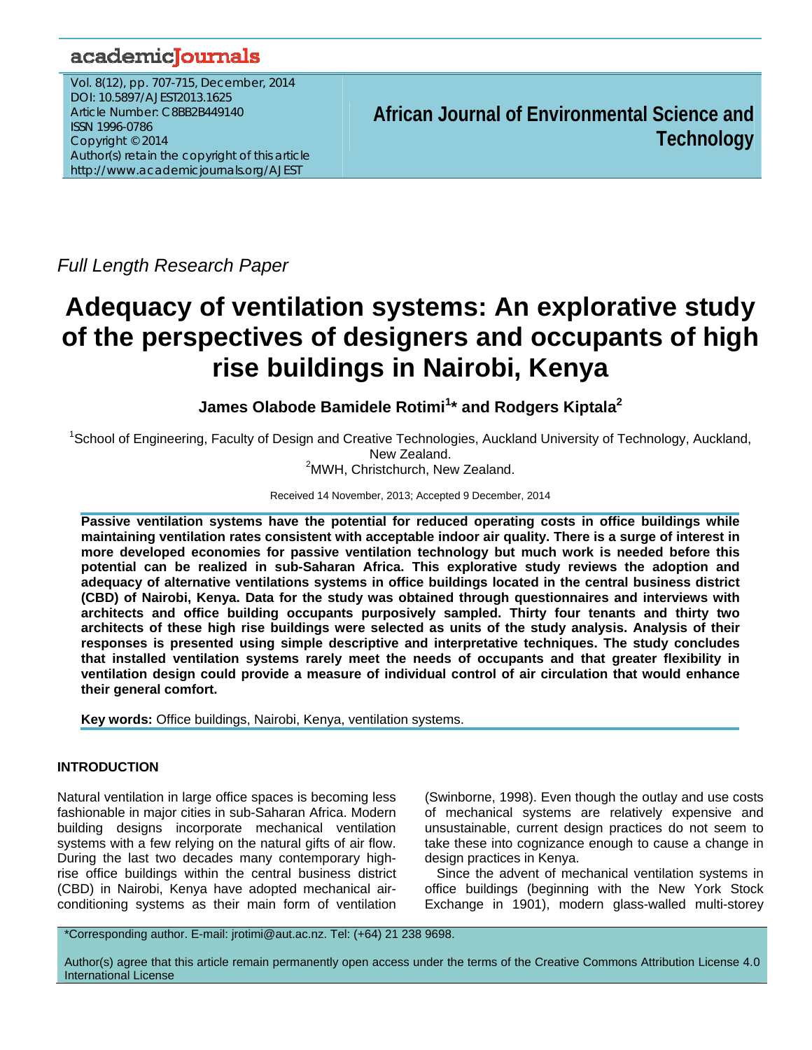*Full Length Research Paper*

# Adequacy of ventilation systems: An explorative study of the perspectives of designers and occupants of high rise buildings in Nairobi, Kenya

**James Olabode Bamidele Rotimi[1]* and Rodgers Kiptala[2]**

[1]School of Engineering, Faculty of Design and Creative Technologies, Auckland University of Technology, Auckland, New Zealand.
[2]MWH, Christchurch, New Zealand.

Received 14 November, 2013; Accepted 9 December, 2014

**Passive ventilation systems have the potential for reduced operating costs in office buildings while maintaining ventilation rates consistent with acceptable indoor air quality. There is a surge of interest in more developed economies for passive ventilation technology but much work is needed before this potential can be realized in sub-Saharan Africa. This explorative study reviews the adoption and adequacy of alternative ventilations systems in office buildings located in the central business district (CBD) of Nairobi, Kenya. Data for the study was obtained through questionnaires and interviews with architects and office building occupants purposively sampled. Thirty four tenants and thirty two architects of these high rise buildings were selected as units of the study analysis. Analysis of their responses is presented using simple descriptive and interpretative techniques. The study concludes that installed ventilation systems rarely meet the needs of occupants and that greater flexibility in ventilation design could provide a measure of individual control of air circulation that would enhance their general comfort.**

**Key words:** Office buildings, Nairobi, Kenya, ventilation systems.

## INTRODUCTION

Natural ventilation in large office spaces is becoming less fashionable in major cities in sub-Saharan Africa. Modern building designs incorporate mechanical ventilation systems with a few relying on the natural gifts of air flow. During the last two decades many contemporary high-rise office buildings within the central business district (CBD) in Nairobi, Kenya have adopted mechanical air-conditioning systems as their main form of ventilation (Swinborne, 1998). Even though the outlay and use costs of mechanical systems are relatively expensive and unsustainable, current design practices do not seem to take these into cognizance enough to cause a change in design practices in Kenya.

Since the advent of mechanical ventilation systems in office buildings (beginning with the New York Stock Exchange in 1901), modern glass-walled multi-storey

*Corresponding author. E-mail: jrotimi@aut.ac.nz. Tel: (+64) 21 238 9698.

Author(s) agree that this article remain permanently open access under the terms of the Creative Commons Attribution License 4.0 International License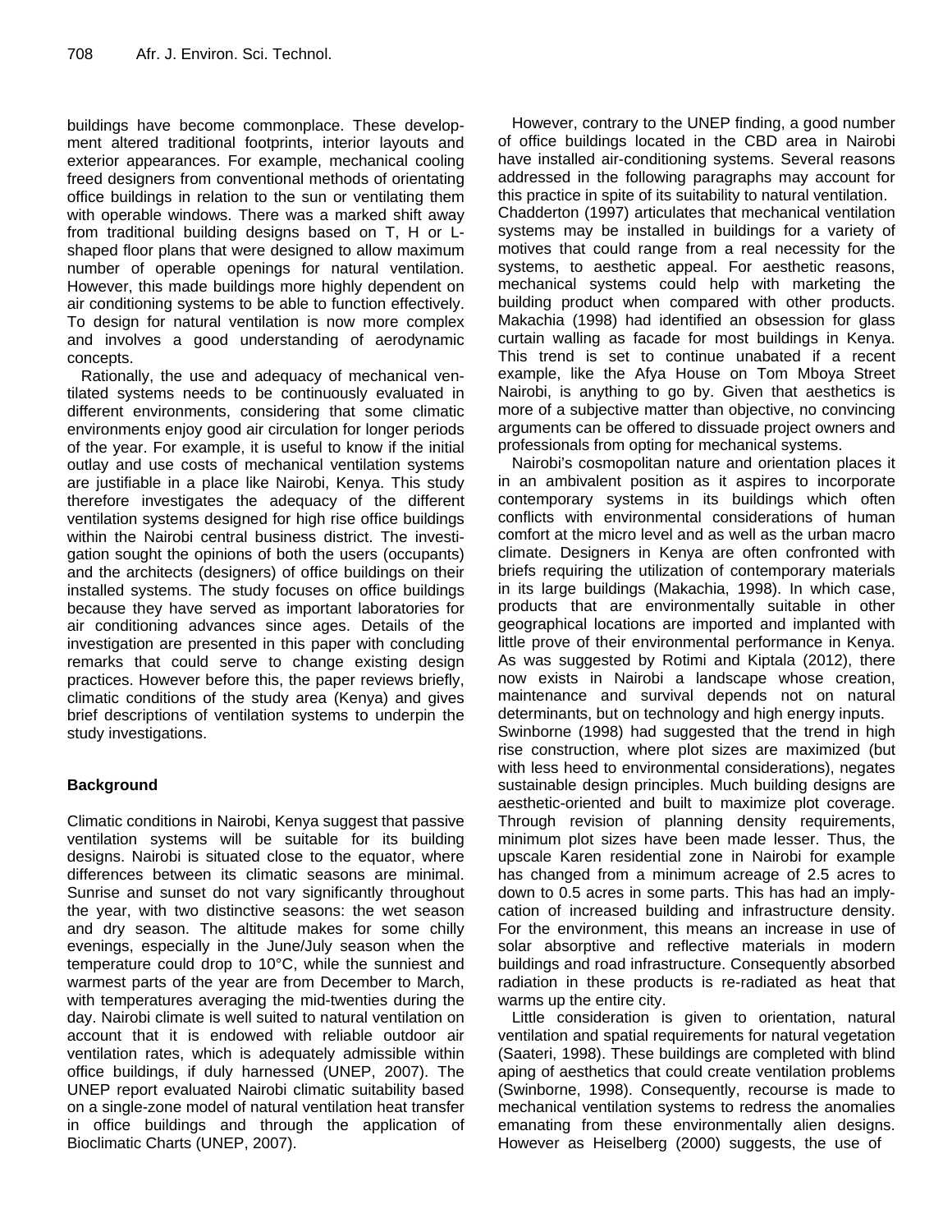buildings have become commonplace. These development altered traditional footprints, interior layouts and exterior appearances. For example, mechanical cooling freed designers from conventional methods of orientating office buildings in relation to the sun or ventilating them with operable windows. There was a marked shift away from traditional building designs based on T, H or L-shaped floor plans that were designed to allow maximum number of operable openings for natural ventilation. However, this made buildings more highly dependent on air conditioning systems to be able to function effectively. To design for natural ventilation is now more complex and involves a good understanding of aerodynamic concepts.

Rationally, the use and adequacy of mechanical ventilated systems needs to be continuously evaluated in different environments, considering that some climatic environments enjoy good air circulation for longer periods of the year. For example, it is useful to know if the initial outlay and use costs of mechanical ventilation systems are justifiable in a place like Nairobi, Kenya. This study therefore investigates the adequacy of the different ventilation systems designed for high rise office buildings within the Nairobi central business district. The investigation sought the opinions of both the users (occupants) and the architects (designers) of office buildings on their installed systems. The study focuses on office buildings because they have served as important laboratories for air conditioning advances since ages. Details of the investigation are presented in this paper with concluding remarks that could serve to change existing design practices. However before this, the paper reviews briefly, climatic conditions of the study area (Kenya) and gives brief descriptions of ventilation systems to underpin the study investigations.

## Background

Climatic conditions in Nairobi, Kenya suggest that passive ventilation systems will be suitable for its building designs. Nairobi is situated close to the equator, where differences between its climatic seasons are minimal. Sunrise and sunset do not vary significantly throughout the year, with two distinctive seasons: the wet season and dry season. The altitude makes for some chilly evenings, especially in the June/July season when the temperature could drop to 10°C, while the sunniest and warmest parts of the year are from December to March, with temperatures averaging the mid-twenties during the day. Nairobi climate is well suited to natural ventilation on account that it is endowed with reliable outdoor air ventilation rates, which is adequately admissible within office buildings, if duly harnessed (UNEP, 2007). The UNEP report evaluated Nairobi climatic suitability based on a single-zone model of natural ventilation heat transfer in office buildings and through the application of Bioclimatic Charts (UNEP, 2007).

However, contrary to the UNEP finding, a good number of office buildings located in the CBD area in Nairobi have installed air-conditioning systems. Several reasons addressed in the following paragraphs may account for this practice in spite of its suitability to natural ventilation. Chadderton (1997) articulates that mechanical ventilation systems may be installed in buildings for a variety of motives that could range from a real necessity for the systems, to aesthetic appeal. For aesthetic reasons, mechanical systems could help with marketing the building product when compared with other products. Makachia (1998) had identified an obsession for glass curtain walling as facade for most buildings in Kenya. This trend is set to continue unabated if a recent example, like the Afya House on Tom Mboya Street Nairobi, is anything to go by. Given that aesthetics is more of a subjective matter than objective, no convincing arguments can be offered to dissuade project owners and professionals from opting for mechanical systems.

Nairobi's cosmopolitan nature and orientation places it in an ambivalent position as it aspires to incorporate contemporary systems in its buildings which often conflicts with environmental considerations of human comfort at the micro level and as well as the urban macro climate. Designers in Kenya are often confronted with briefs requiring the utilization of contemporary materials in its large buildings (Makachia, 1998). In which case, products that are environmentally suitable in other geographical locations are imported and implanted with little prove of their environmental performance in Kenya. As was suggested by Rotimi and Kiptala (2012), there now exists in Nairobi a landscape whose creation, maintenance and survival depends not on natural determinants, but on technology and high energy inputs. Swinborne (1998) had suggested that the trend in high rise construction, where plot sizes are maximized (but with less heed to environmental considerations), negates sustainable design principles. Much building designs are aesthetic-oriented and built to maximize plot coverage. Through revision of planning density requirements, minimum plot sizes have been made lesser. Thus, the upscale Karen residential zone in Nairobi for example has changed from a minimum acreage of 2.5 acres to down to 0.5 acres in some parts. This has had an implication of increased building and infrastructure density. For the environment, this means an increase in use of solar absorptive and reflective materials in modern buildings and road infrastructure. Consequently absorbed radiation in these products is re-radiated as heat that warms up the entire city.

Little consideration is given to orientation, natural ventilation and spatial requirements for natural vegetation (Saateri, 1998). These buildings are completed with blind aping of aesthetics that could create ventilation problems (Swinborne, 1998). Consequently, recourse is made to mechanical ventilation systems to redress the anomalies emanating from these environmentally alien designs. However as Heiselberg (2000) suggests, the use of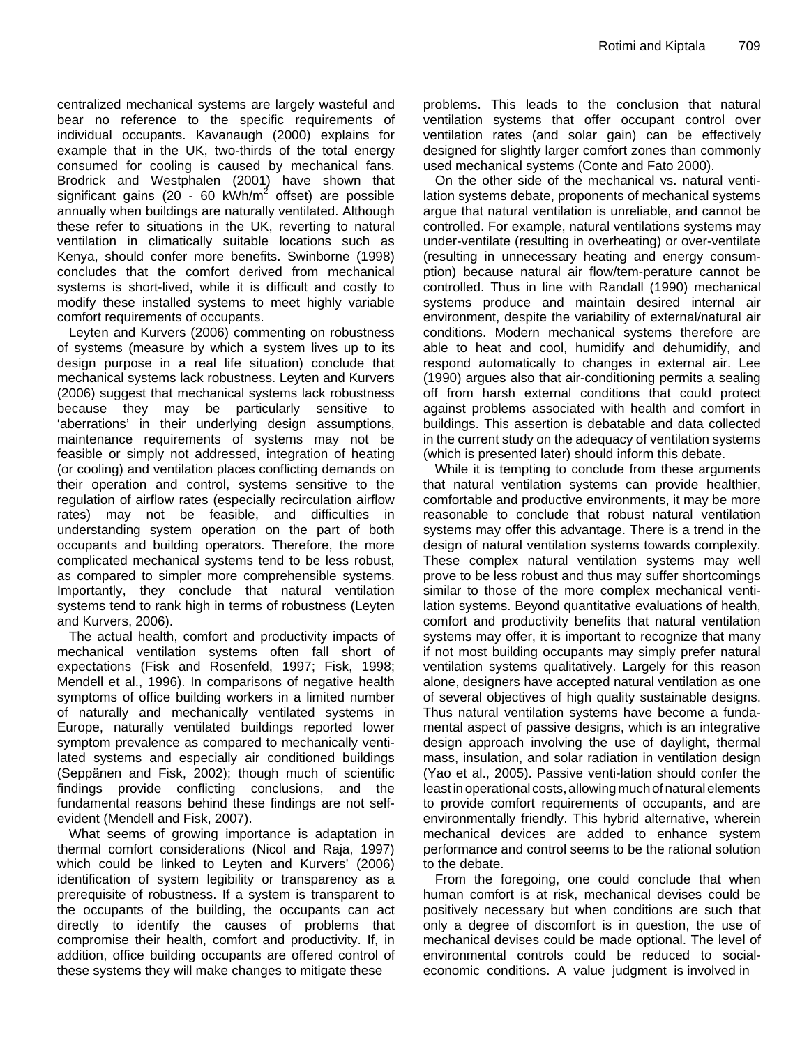centralized mechanical systems are largely wasteful and bear no reference to the specific requirements of individual occupants. Kavanaugh (2000) explains for example that in the UK, two-thirds of the total energy consumed for cooling is caused by mechanical fans. Brodrick and Westphalen (2001) have shown that significant gains (20 - 60 kWh/m$^2$ offset) are possible annually when buildings are naturally ventilated. Although these refer to situations in the UK, reverting to natural ventilation in climatically suitable locations such as Kenya, should confer more benefits. Swinborne (1998) concludes that the comfort derived from mechanical systems is short-lived, while it is difficult and costly to modify these installed systems to meet highly variable comfort requirements of occupants.

Leyten and Kurvers (2006) commenting on robustness of systems (measure by which a system lives up to its design purpose in a real life situation) conclude that mechanical systems lack robustness. Leyten and Kurvers (2006) suggest that mechanical systems lack robustness because they may be particularly sensitive to 'aberrations' in their underlying design assumptions, maintenance requirements of systems may not be feasible or simply not addressed, integration of heating (or cooling) and ventilation places conflicting demands on their operation and control, systems sensitive to the regulation of airflow rates (especially recirculation airflow rates) may not be feasible, and difficulties in understanding system operation on the part of both occupants and building operators. Therefore, the more complicated mechanical systems tend to be less robust, as compared to simpler more comprehensible systems. Importantly, they conclude that natural ventilation systems tend to rank high in terms of robustness (Leyten and Kurvers, 2006).

The actual health, comfort and productivity impacts of mechanical ventilation systems often fall short of expectations (Fisk and Rosenfeld, 1997; Fisk, 1998; Mendell et al., 1996). In comparisons of negative health symptoms of office building workers in a limited number of naturally and mechanically ventilated systems in Europe, naturally ventilated buildings reported lower symptom prevalence as compared to mechanically ventilated systems and especially air conditioned buildings (Seppänen and Fisk, 2002); though much of scientific findings provide conflicting conclusions, and the fundamental reasons behind these findings are not self-evident (Mendell and Fisk, 2007).

What seems of growing importance is adaptation in thermal comfort considerations (Nicol and Raja, 1997) which could be linked to Leyten and Kurvers' (2006) identification of system legibility or transparency as a prerequisite of robustness. If a system is transparent to the occupants of the building, the occupants can act directly to identify the causes of problems that compromise their health, comfort and productivity. If, in addition, office building occupants are offered control of these systems they will make changes to mitigate these problems. This leads to the conclusion that natural ventilation systems that offer occupant control over ventilation rates (and solar gain) can be effectively designed for slightly larger comfort zones than commonly used mechanical systems (Conte and Fato 2000).

On the other side of the mechanical vs. natural ventilation systems debate, proponents of mechanical systems argue that natural ventilation is unreliable, and cannot be controlled. For example, natural ventilations systems may under-ventilate (resulting in overheating) or over-ventilate (resulting in unnecessary heating and energy consumption) because natural air flow/tem-perature cannot be controlled. Thus in line with Randall (1990) mechanical systems produce and maintain desired internal air environment, despite the variability of external/natural air conditions. Modern mechanical systems therefore are able to heat and cool, humidify and dehumidify, and respond automatically to changes in external air. Lee (1990) argues also that air-conditioning permits a sealing off from harsh external conditions that could protect against problems associated with health and comfort in buildings. This assertion is debatable and data collected in the current study on the adequacy of ventilation systems (which is presented later) should inform this debate.

While it is tempting to conclude from these arguments that natural ventilation systems can provide healthier, comfortable and productive environments, it may be more reasonable to conclude that robust natural ventilation systems may offer this advantage. There is a trend in the design of natural ventilation systems towards complexity. These complex natural ventilation systems may well prove to be less robust and thus may suffer shortcomings similar to those of the more complex mechanical ventilation systems. Beyond quantitative evaluations of health, comfort and productivity benefits that natural ventilation systems may offer, it is important to recognize that many if not most building occupants may simply prefer natural ventilation systems qualitatively. Largely for this reason alone, designers have accepted natural ventilation as one of several objectives of high quality sustainable designs. Thus natural ventilation systems have become a fundamental aspect of passive designs, which is an integrative design approach involving the use of daylight, thermal mass, insulation, and solar radiation in ventilation design (Yao et al., 2005). Passive venti-lation should confer the least in operational costs, allowing much of natural elements to provide comfort requirements of occupants, and are environmentally friendly. This hybrid alternative, wherein mechanical devices are added to enhance system performance and control seems to be the rational solution to the debate.

From the foregoing, one could conclude that when human comfort is at risk, mechanical devises could be positively necessary but when conditions are such that only a degree of discomfort is in question, the use of mechanical devises could be made optional. The level of environmental controls could be reduced to social-economic conditions. A value judgment is involved in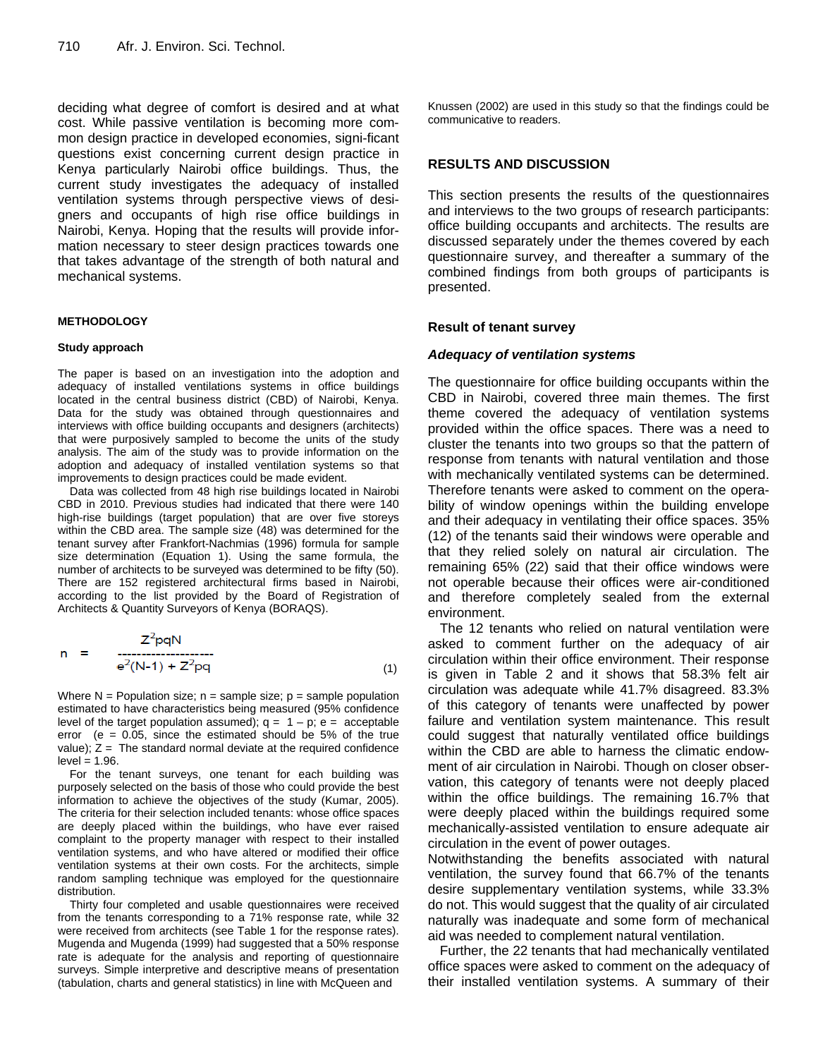deciding what degree of comfort is desired and at what cost. While passive ventilation is becoming more common design practice in developed economies, signi-ficant questions exist concerning current design practice in Kenya particularly Nairobi office buildings. Thus, the current study investigates the adequacy of installed ventilation systems through perspective views of designers and occupants of high rise office buildings in Nairobi, Kenya. Hoping that the results will provide information necessary to steer design practices towards one that takes advantage of the strength of both natural and mechanical systems.

## METHODOLOGY

### Study approach

The paper is based on an investigation into the adoption and adequacy of installed ventilations systems in office buildings located in the central business district (CBD) of Nairobi, Kenya. Data for the study was obtained through questionnaires and interviews with office building occupants and designers (architects) that were purposively sampled to become the units of the study analysis. The aim of the study was to provide information on the adoption and adequacy of installed ventilation systems so that improvements to design practices could be made evident.

Data was collected from 48 high rise buildings located in Nairobi CBD in 2010. Previous studies had indicated that there were 140 high-rise buildings (target population) that are over five storeys within the CBD area. The sample size (48) was determined for the tenant survey after Frankfort-Nachmias (1996) formula for sample size determination (Equation 1). Using the same formula, the number of architects to be surveyed was determined to be fifty (50). There are 152 registered architectural firms based in Nairobi, according to the list provided by the Board of Registration of Architects & Quantity Surveyors of Kenya (BORAQS).

$$n = \frac{Z^2 pqN}{e^2(N-1) + Z^2 pq} \quad (1)$$

Where N = Population size; n = sample size; p = sample population estimated to have characteristics being measured (95% confidence level of the target population assumed); q = 1 – p; e = acceptable error (e = 0.05, since the estimated should be 5% of the true value); Z = The standard normal deviate at the required confidence level = 1.96.

For the tenant surveys, one tenant for each building was purposely selected on the basis of those who could provide the best information to achieve the objectives of the study (Kumar, 2005). The criteria for their selection included tenants: whose office spaces are deeply placed within the buildings, who have ever raised complaint to the property manager with respect to their installed ventilation systems, and who have altered or modified their office ventilation systems at their own costs. For the architects, simple random sampling technique was employed for the questionnaire distribution.

Thirty four completed and usable questionnaires were received from the tenants corresponding to a 71% response rate, while 32 were received from architects (see Table 1 for the response rates). Mugenda and Mugenda (1999) had suggested that a 50% response rate is adequate for the analysis and reporting of questionnaire surveys. Simple interpretive and descriptive means of presentation (tabulation, charts and general statistics) in line with McQueen and Knussen (2002) are used in this study so that the findings could be communicative to readers.

## RESULTS AND DISCUSSION

This section presents the results of the questionnaires and interviews to the two groups of research participants: office building occupants and architects. The results are discussed separately under the themes covered by each questionnaire survey, and thereafter a summary of the combined findings from both groups of participants is presented.

### Result of tenant survey

#### *Adequacy of ventilation systems*

The questionnaire for office building occupants within the CBD in Nairobi, covered three main themes. The first theme covered the adequacy of ventilation systems provided within the office spaces. There was a need to cluster the tenants into two groups so that the pattern of response from tenants with natural ventilation and those with mechanically ventilated systems can be determined. Therefore tenants were asked to comment on the operability of window openings within the building envelope and their adequacy in ventilating their office spaces. 35% (12) of the tenants said their windows were operable and that they relied solely on natural air circulation. The remaining 65% (22) said that their office windows were not operable because their offices were air-conditioned and therefore completely sealed from the external environment.

The 12 tenants who relied on natural ventilation were asked to comment further on the adequacy of air circulation within their office environment. Their response is given in Table 2 and it shows that 58.3% felt air circulation was adequate while 41.7% disagreed. 83.3% of this category of tenants were unaffected by power failure and ventilation system maintenance. This result could suggest that naturally ventilated office buildings within the CBD are able to harness the climatic endowment of air circulation in Nairobi. Though on closer observation, this category of tenants were not deeply placed within the office buildings. The remaining 16.7% that were deeply placed within the buildings required some mechanically-assisted ventilation to ensure adequate air circulation in the event of power outages.

Notwithstanding the benefits associated with natural ventilation, the survey found that 66.7% of the tenants desire supplementary ventilation systems, while 33.3% do not. This would suggest that the quality of air circulated naturally was inadequate and some form of mechanical aid was needed to complement natural ventilation.

Further, the 22 tenants that had mechanically ventilated office spaces were asked to comment on the adequacy of their installed ventilation systems. A summary of their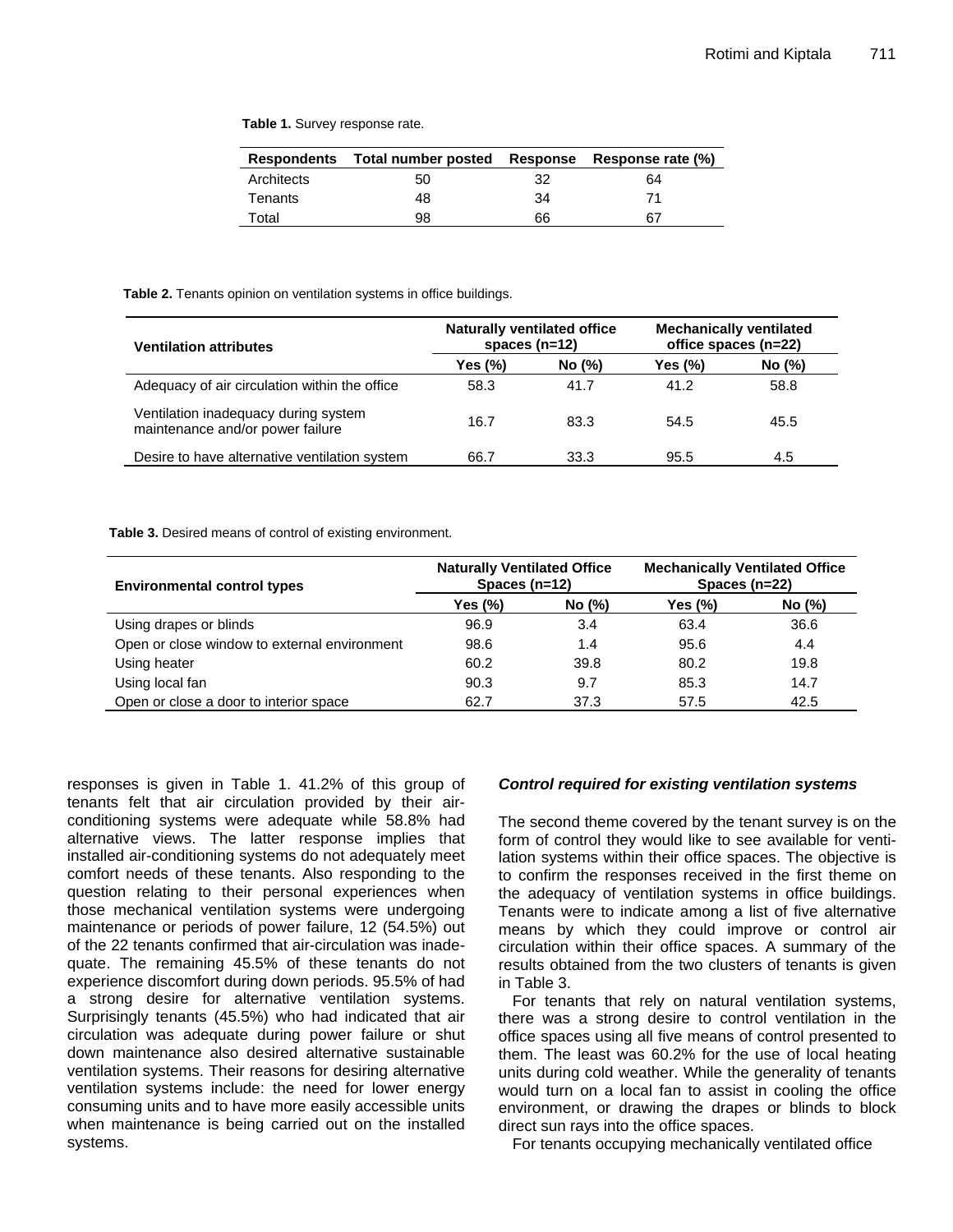**Table 1.** Survey response rate.

| Respondents | Total number posted | Response | Response rate (%) |
|---|---|---|---|
| Architects | 50 | 32 | 64 |
| Tenants | 48 | 34 | 71 |
| Total | 98 | 66 | 67 |

**Table 2.** Tenants opinion on ventilation systems in office buildings.

| Ventilation attributes | Naturally ventilated office spaces (n=12) | | Mechanically ventilated office spaces (n=22) | |
|---|---|---|---|---|
| | Yes (%) | No (%) | Yes (%) | No (%) |
| Adequacy of air circulation within the office | 58.3 | 41.7 | 41.2 | 58.8 |
| Ventilation inadequacy during system maintenance and/or power failure | 16.7 | 83.3 | 54.5 | 45.5 |
| Desire to have alternative ventilation system | 66.7 | 33.3 | 95.5 | 4.5 |

**Table 3.** Desired means of control of existing environment.

| Environmental control types | Naturally Ventilated Office Spaces (n=12) | | Mechanically Ventilated Office Spaces (n=22) | |
|---|---|---|---|---|
| | Yes (%) | No (%) | Yes (%) | No (%) |
| Using drapes or blinds | 96.9 | 3.4 | 63.4 | 36.6 |
| Open or close window to external environment | 98.6 | 1.4 | 95.6 | 4.4 |
| Using heater | 60.2 | 39.8 | 80.2 | 19.8 |
| Using local fan | 90.3 | 9.7 | 85.3 | 14.7 |
| Open or close a door to interior space | 62.7 | 37.3 | 57.5 | 42.5 |

responses is given in Table 1. 41.2% of this group of tenants felt that air circulation provided by their air-conditioning systems were adequate while 58.8% had alternative views. The latter response implies that installed air-conditioning systems do not adequately meet comfort needs of these tenants. Also responding to the question relating to their personal experiences when those mechanical ventilation systems were undergoing maintenance or periods of power failure, 12 (54.5%) out of the 22 tenants confirmed that air-circulation was inadequate. The remaining 45.5% of these tenants do not experience discomfort during down periods. 95.5% of had a strong desire for alternative ventilation systems. Surprisingly tenants (45.5%) who had indicated that air circulation was adequate during power failure or shut down maintenance also desired alternative sustainable ventilation systems. Their reasons for desiring alternative ventilation systems include: the need for lower energy consuming units and to have more easily accessible units when maintenance is being carried out on the installed systems.

### *Control required for existing ventilation systems*

The second theme covered by the tenant survey is on the form of control they would like to see available for ventilation systems within their office spaces. The objective is to confirm the responses received in the first theme on the adequacy of ventilation systems in office buildings. Tenants were to indicate among a list of five alternative means by which they could improve or control air circulation within their office spaces. A summary of the results obtained from the two clusters of tenants is given in Table 3.

For tenants that rely on natural ventilation systems, there was a strong desire to control ventilation in the office spaces using all five means of control presented to them. The least was 60.2% for the use of local heating units during cold weather. While the generality of tenants would turn on a local fan to assist in cooling the office environment, or drawing the drapes or blinds to block direct sun rays into the office spaces.

For tenants occupying mechanically ventilated office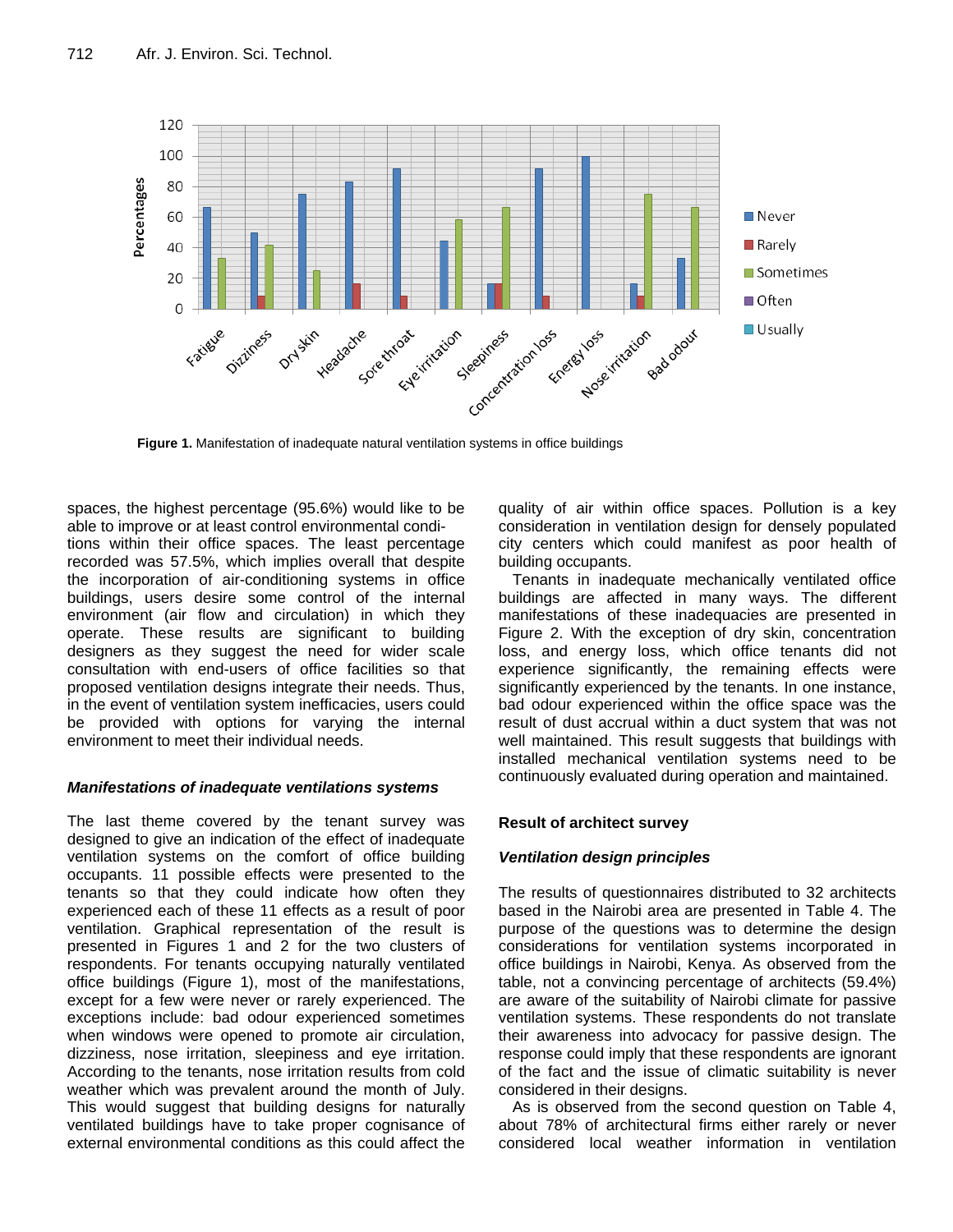Figure 1. Manifestation of inadequate natural ventilation systems in office buildings

spaces, the highest percentage (95.6%) would like to be able to improve or at least control environmental conditions within their office spaces. The least percentage recorded was 57.5%, which implies overall that despite the incorporation of air-conditioning systems in office buildings, users desire some control of the internal environment (air flow and circulation) in which they operate. These results are significant to building designers as they suggest the need for wider scale consultation with end-users of office facilities so that proposed ventilation designs integrate their needs. Thus, in the event of ventilation system inefficacies, users could be provided with options for varying the internal environment to meet their individual needs.

### *Manifestations of inadequate ventilations systems*

The last theme covered by the tenant survey was designed to give an indication of the effect of inadequate ventilation systems on the comfort of office building occupants. 11 possible effects were presented to the tenants so that they could indicate how often they experienced each of these 11 effects as a result of poor ventilation. Graphical representation of the result is presented in Figures 1 and 2 for the two clusters of respondents. For tenants occupying naturally ventilated office buildings (Figure 1), most of the manifestations, except for a few were never or rarely experienced. The exceptions include: bad odour experienced sometimes when windows were opened to promote air circulation, dizziness, nose irritation, sleepiness and eye irritation. According to the tenants, nose irritation results from cold weather which was prevalent around the month of July. This would suggest that building designs for naturally ventilated buildings have to take proper cognisance of external environmental conditions as this could affect the quality of air within office spaces. Pollution is a key consideration in ventilation design for densely populated city centers which could manifest as poor health of building occupants.

Tenants in inadequate mechanically ventilated office buildings are affected in many ways. The different manifestations of these inadequacies are presented in Figure 2. With the exception of dry skin, concentration loss, and energy loss, which office tenants did not experience significantly, the remaining effects were significantly experienced by the tenants. In one instance, bad odour experienced within the office space was the result of dust accrual within a duct system that was not well maintained. This result suggests that buildings with installed mechanical ventilation systems need to be continuously evaluated during operation and maintained.

## Result of architect survey

### *Ventilation design principles*

The results of questionnaires distributed to 32 architects based in the Nairobi area are presented in Table 4. The purpose of the questions was to determine the design considerations for ventilation systems incorporated in office buildings in Nairobi, Kenya. As observed from the table, not a convincing percentage of architects (59.4%) are aware of the suitability of Nairobi climate for passive ventilation systems. These respondents do not translate their awareness into advocacy for passive design. The response could imply that these respondents are ignorant of the fact and the issue of climatic suitability is never considered in their designs.

As is observed from the second question on Table 4, about 78% of architectural firms either rarely or never considered local weather information in ventilation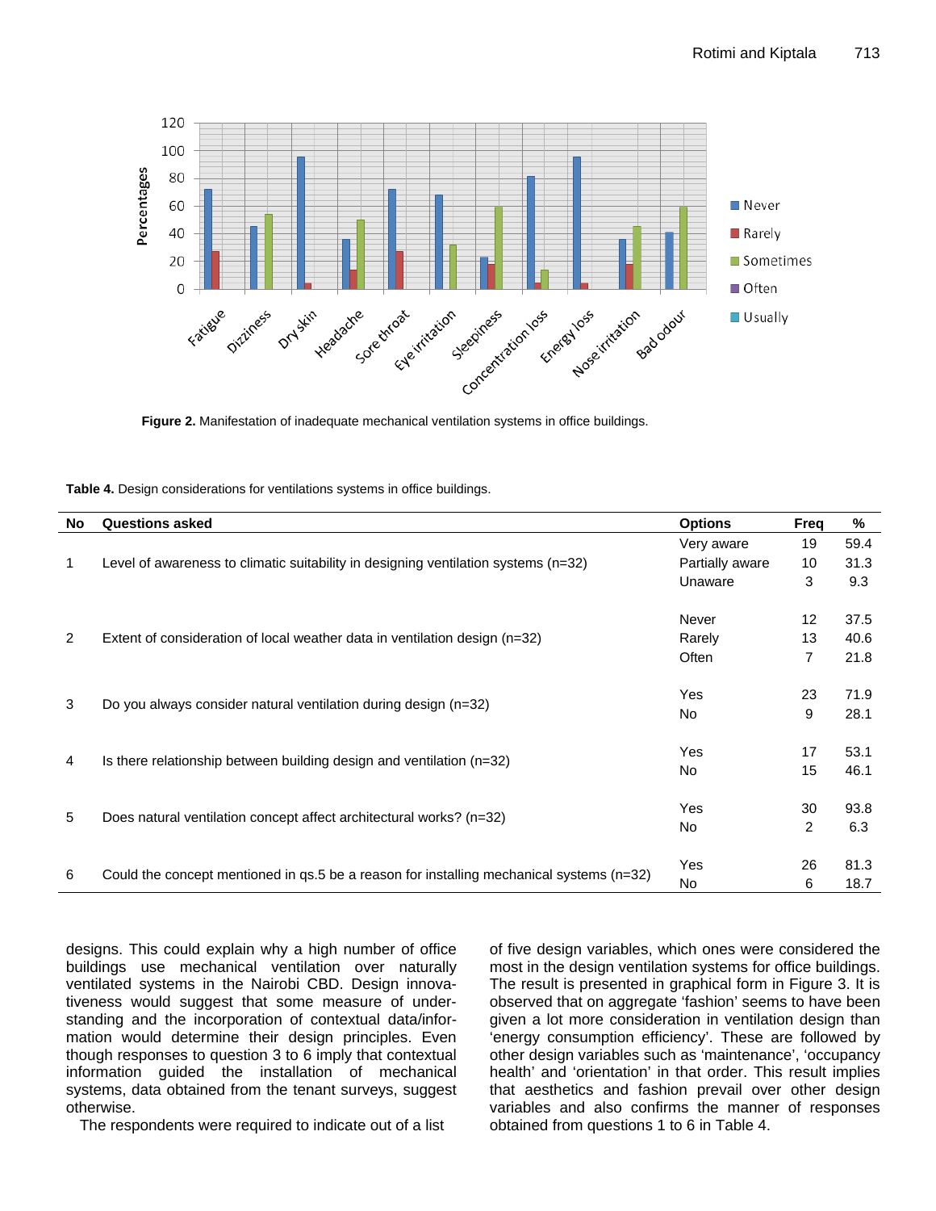**Figure 2.** Manifestation of inadequate mechanical ventilation systems in office buildings.

**Table 4.** Design considerations for ventilations systems in office buildings.

| No | Questions asked | Options | Freq | % |
|---|---|---|---|---|
| 1 | Level of awareness to climatic suitability in designing ventilation systems (n=32) | Very aware | 19 | 59.4 |
| | | Partially aware | 10 | 31.3 |
| | | Unaware | 3 | 9.3 |
| 2 | Extent of consideration of local weather data in ventilation design (n=32) | Never | 12 | 37.5 |
| | | Rarely | 13 | 40.6 |
| | | Often | 7 | 21.8 |
| 3 | Do you always consider natural ventilation during design (n=32) | Yes | 23 | 71.9 |
| | | No | 9 | 28.1 |
| 4 | Is there relationship between building design and ventilation (n=32) | Yes | 17 | 53.1 |
| | | No | 15 | 46.1 |
| 5 | Does natural ventilation concept affect architectural works? (n=32) | Yes | 30 | 93.8 |
| | | No | 2 | 6.3 |
| 6 | Could the concept mentioned in qs.5 be a reason for installing mechanical systems (n=32) | Yes | 26 | 81.3 |
| | | No | 6 | 18.7 |

designs. This could explain why a high number of office buildings use mechanical ventilation over naturally ventilated systems in the Nairobi CBD. Design innovativeness would suggest that some measure of understanding and the incorporation of contextual data/information would determine their design principles. Even though responses to question 3 to 6 imply that contextual information guided the installation of mechanical systems, data obtained from the tenant surveys, suggest otherwise.

The respondents were required to indicate out of a list of five design variables, which ones were considered the most in the design ventilation systems for office buildings. The result is presented in graphical form in Figure 3. It is observed that on aggregate 'fashion' seems to have been given a lot more consideration in ventilation design than 'energy consumption efficiency'. These are followed by other design variables such as 'maintenance', 'occupancy health' and 'orientation' in that order. This result implies that aesthetics and fashion prevail over other design variables and also confirms the manner of responses obtained from questions 1 to 6 in Table 4.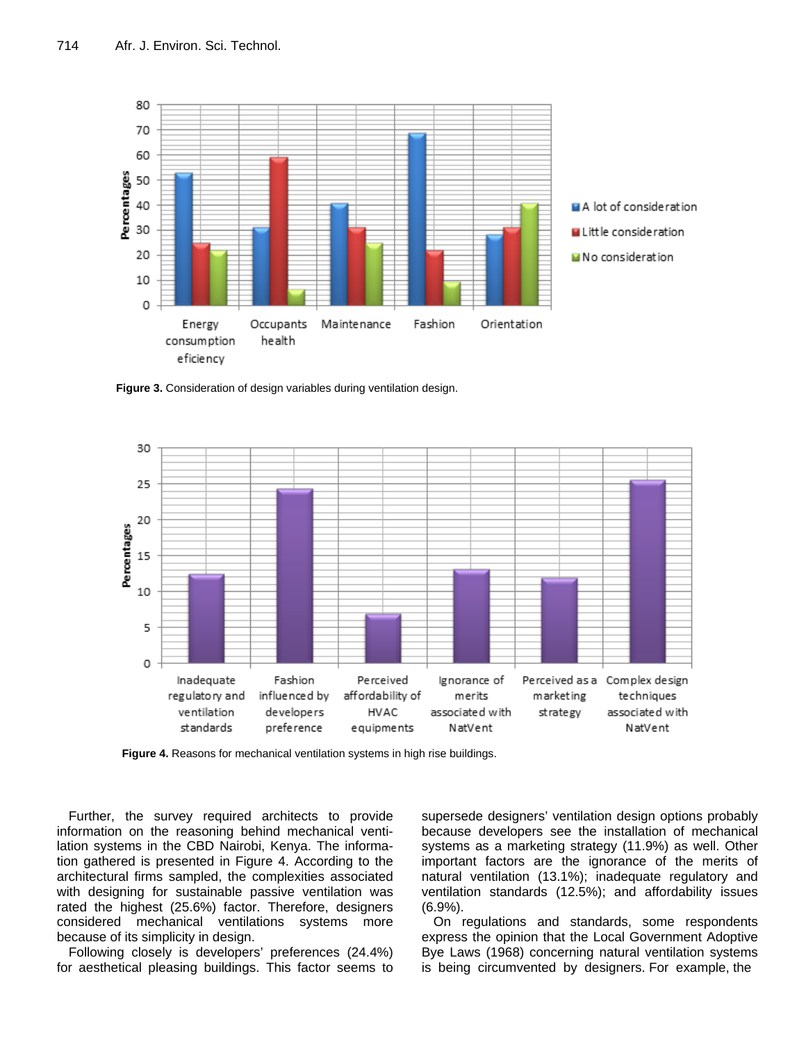Figure 3. Consideration of design variables during ventilation design.

Figure 4. Reasons for mechanical ventilation systems in high rise buildings.

Further, the survey required architects to provide information on the reasoning behind mechanical ventilation systems in the CBD Nairobi, Kenya. The information gathered is presented in Figure 4. According to the architectural firms sampled, the complexities associated with designing for sustainable passive ventilation was rated the highest (25.6%) factor. Therefore, designers considered mechanical ventilations systems more because of its simplicity in design.

Following closely is developers' preferences (24.4%) for aesthetical pleasing buildings. This factor seems to supersede designers' ventilation design options probably because developers see the installation of mechanical systems as a marketing strategy (11.9%) as well. Other important factors are the ignorance of the merits of natural ventilation (13.1%); inadequate regulatory and ventilation standards (12.5%); and affordability issues (6.9%).

On regulations and standards, some respondents express the opinion that the Local Government Adoptive Bye Laws (1968) concerning natural ventilation systems is being circumvented by designers. For example, the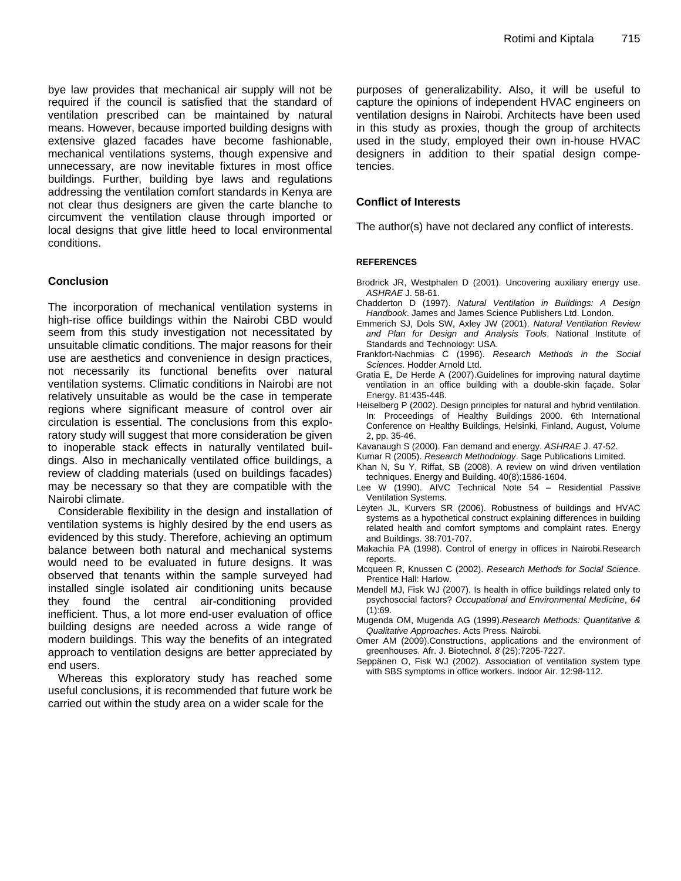bye law provides that mechanical air supply will not be required if the council is satisfied that the standard of ventilation prescribed can be maintained by natural means. However, because imported building designs with extensive glazed facades have become fashionable, mechanical ventilations systems, though expensive and unnecessary, are now inevitable fixtures in most office buildings. Further, building bye laws and regulations addressing the ventilation comfort standards in Kenya are not clear thus designers are given the carte blanche to circumvent the ventilation clause through imported or local designs that give little heed to local environmental conditions.

## Conclusion

The incorporation of mechanical ventilation systems in high-rise office buildings within the Nairobi CBD would seem from this study investigation not necessitated by unsuitable climatic conditions. The major reasons for their use are aesthetics and convenience in design practices, not necessarily its functional benefits over natural ventilation systems. Climatic conditions in Nairobi are not relatively unsuitable as would be the case in temperate regions where significant measure of control over air circulation is essential. The conclusions from this exploratory study will suggest that more consideration be given to inoperable stack effects in naturally ventilated buildings. Also in mechanically ventilated office buildings, a review of cladding materials (used on buildings facades) may be necessary so that they are compatible with the Nairobi climate.

Considerable flexibility in the design and installation of ventilation systems is highly desired by the end users as evidenced by this study. Therefore, achieving an optimum balance between both natural and mechanical systems would need to be evaluated in future designs. It was observed that tenants within the sample surveyed had installed single isolated air conditioning units because they found the central air-conditioning provided inefficient. Thus, a lot more end-user evaluation of office building designs are needed across a wide range of modern buildings. This way the benefits of an integrated approach to ventilation designs are better appreciated by end users.

Whereas this exploratory study has reached some useful conclusions, it is recommended that future work be carried out within the study area on a wider scale for the purposes of generalizability. Also, it will be useful to capture the opinions of independent HVAC engineers on ventilation designs in Nairobi. Architects have been used in this study as proxies, though the group of architects used in the study, employed their own in-house HVAC designers in addition to their spatial design competencies.

## Conflict of Interests

The author(s) have not declared any conflict of interests.

## REFERENCES

Brodrick JR, Westphalen D (2001). Uncovering auxiliary energy use. *ASHRAE* J. 58-61.

Chadderton D (1997). *Natural Ventilation in Buildings: A Design Handbook*. James and James Science Publishers Ltd. London.

Emmerich SJ, Dols SW, Axley JW (2001). *Natural Ventilation Review and Plan for Design and Analysis Tools*. National Institute of Standards and Technology: USA.

Frankfort-Nachmias C (1996). *Research Methods in the Social Sciences*. Hodder Arnold Ltd.

Gratia E, De Herde A (2007).Guidelines for improving natural daytime ventilation in an office building with a double-skin façade. Solar Energy. 81:435-448.

Heiselberg P (2002). Design principles for natural and hybrid ventilation. In: Proceedings of Healthy Buildings 2000. 6th International Conference on Healthy Buildings, Helsinki, Finland, August, Volume 2, pp. 35-46.

Kavanaugh S (2000). Fan demand and energy. *ASHRAE* J. 47-52.

Kumar R (2005). *Research Methodology*. Sage Publications Limited.

Khan N, Su Y, Riffat, SB (2008). A review on wind driven ventilation techniques. Energy and Building. 40(8):1586-1604.

Lee W (1990). AIVC Technical Note 54 – Residential Passive Ventilation Systems.

Leyten JL, Kurvers SR (2006). Robustness of buildings and HVAC systems as a hypothetical construct explaining differences in building related health and comfort symptoms and complaint rates. Energy and Buildings. 38:701-707.

Makachia PA (1998). Control of energy in offices in Nairobi.Research reports.

Mcqueen R, Knussen C (2002). *Research Methods for Social Science*. Prentice Hall: Harlow.

Mendell MJ, Fisk WJ (2007). Is health in office buildings related only to psychosocial factors? *Occupational and Environmental Medicine*, *64* (1):69.

Mugenda OM, Mugenda AG (1999).*Research Methods: Quantitative & Qualitative Approaches*. Acts Press. Nairobi.

Omer AM (2009).Constructions, applications and the environment of greenhouses. Afr. J. Biotechnol. *8* (25):7205-7227.

Seppänen O, Fisk WJ (2002). Association of ventilation system type with SBS symptoms in office workers. Indoor Air. 12:98-112.